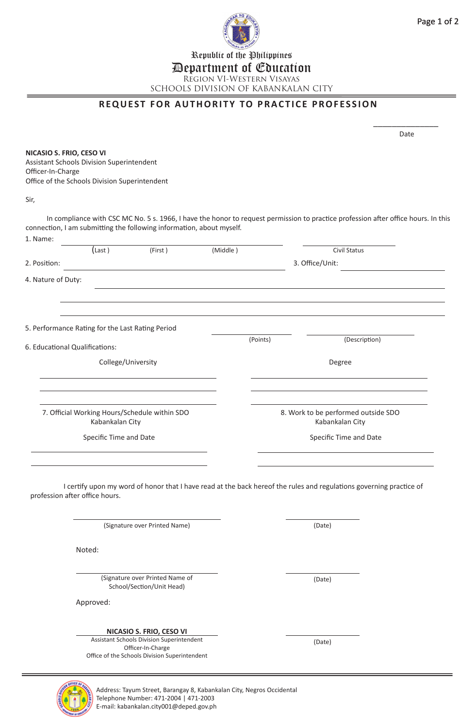Republic of the Philippines

**Department of Education**

REGION VI-WESTERN VISAYAS

SCHOOLS DIVISION OF KABANKALAN CITY

## REQUEST FOR AUTHORITY TO PRACTICE PROFESSION

\_\_\_\_\_\_\_\_\_\_\_\_\_\_\_\_
Date

**NICASIO S. FRIO, CESO VI**
Assistant Schools Division Superintendent
Officer-In-Charge
Office of the Schools Division Superintendent

Sir,

In compliance with CSC MC No. 5 s. 1966, I have the honor to request permission to practice profession after office hours. In this connection, I am submitting the following information, about myself.

1. Name: \_\_\_\_\_\_\_\_\_\_\_\_\_\_\_\_\_\_\_\_\_\_\_\_\_\_\_\_\_\_\_\_ \_\_\_\_\_\_\_\_\_\_\_\_\_\_\_\_
   (Last) (First) (Middle) Civil Status

2. Position: \_\_\_\_\_\_\_\_\_\_\_\_\_\_\_\_\_\_\_\_\_\_\_\_\_\_\_\_ 3. Office/Unit: \_\_\_\_\_\_\_\_\_\_\_\_\_\_\_\_

4. Nature of Duty: \_\_\_\_\_\_\_\_\_\_\_\_\_\_\_\_\_\_\_\_\_\_\_\_\_\_\_\_\_\_\_\_\_\_\_\_\_\_\_\_

5. Performance Rating for the Last Rating Period \_\_\_\_\_\_\_\_\_\_\_\_ \_\_\_\_\_\_\_\_\_\_\_\_
   (Points) (Description)

6. Educational Qualifications:

| College/University | Degree |
| --- | --- |
| | |
| | |
| | |

| 7. Official Working Hours/Schedule within SDO Kabankalan City | 8. Work to be performed outside SDO Kabankalan City |
| --- | --- |
| Specific Time and Date | Specific Time and Date |
| | |
| | |

I certify upon my word of honor that I have read at the back hereof the rules and regulations governing practice of profession after office hours.

\_\_\_\_\_\_\_\_\_\_\_\_\_\_\_\_\_\_\_\_\_\_\_\_ \_\_\_\_\_\_\_\_\_\_\_\_
(Signature over Printed Name) (Date)

Noted:

\_\_\_\_\_\_\_\_\_\_\_\_\_\_\_\_\_\_\_\_\_\_\_\_ \_\_\_\_\_\_\_\_\_\_\_\_
(Signature over Printed Name of School/Section/Unit Head) (Date)

Approved:

**NICASIO S. FRIO, CESO VI** \_\_\_\_\_\_\_\_\_\_\_\_
Assistant Schools Division Superintendent
Officer-In-Charge
Office of the Schools Division Superintendent (Date)

Address: Tayum Street, Barangay 8, Kabankalan City, Negros Occidental
Telephone Number: 471-2004 | 471-2003
E-mail: kabankalan.city001@deped.gov.ph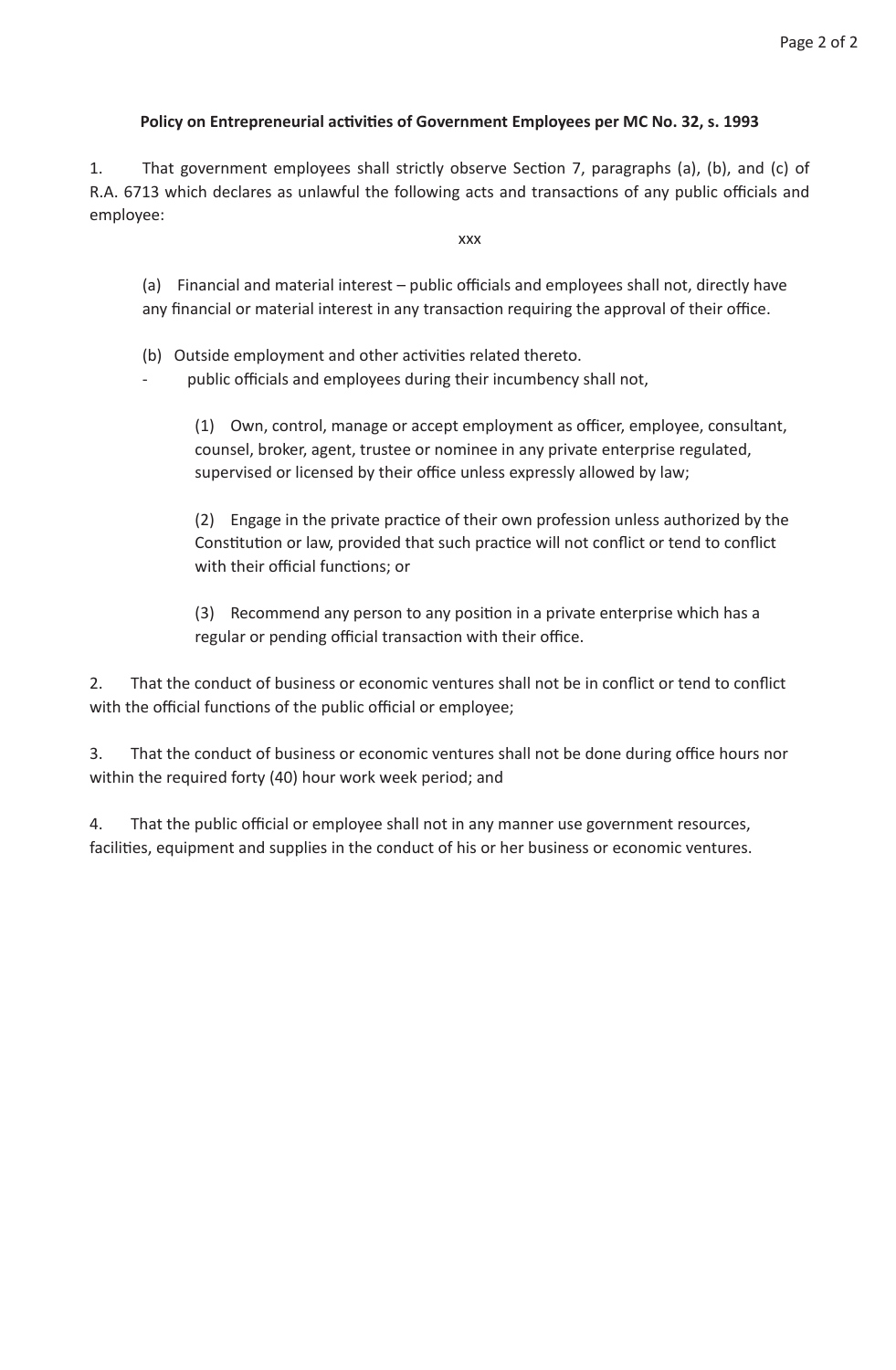**Policy on Entrepreneurial activities of Government Employees per MC No. 32, s. 1993**

1. That government employees shall strictly observe Section 7, paragraphs (a), (b), and (c) of R.A. 6713 which declares as unlawful the following acts and transactions of any public officials and employee:

xxx

(a) Financial and material interest – public officials and employees shall not, directly have any financial or material interest in any transaction requiring the approval of their office.

(b) Outside employment and other activities related thereto.

- public officials and employees during their incumbency shall not,

  (1) Own, control, manage or accept employment as officer, employee, consultant, counsel, broker, agent, trustee or nominee in any private enterprise regulated, supervised or licensed by their office unless expressly allowed by law;

  (2) Engage in the private practice of their own profession unless authorized by the Constitution or law, provided that such practice will not conflict or tend to conflict with their official functions; or

  (3) Recommend any person to any position in a private enterprise which has a regular or pending official transaction with their office.

2. That the conduct of business or economic ventures shall not be in conflict or tend to conflict with the official functions of the public official or employee;

3. That the conduct of business or economic ventures shall not be done during office hours nor within the required forty (40) hour work week period; and

4. That the public official or employee shall not in any manner use government resources, facilities, equipment and supplies in the conduct of his or her business or economic ventures.